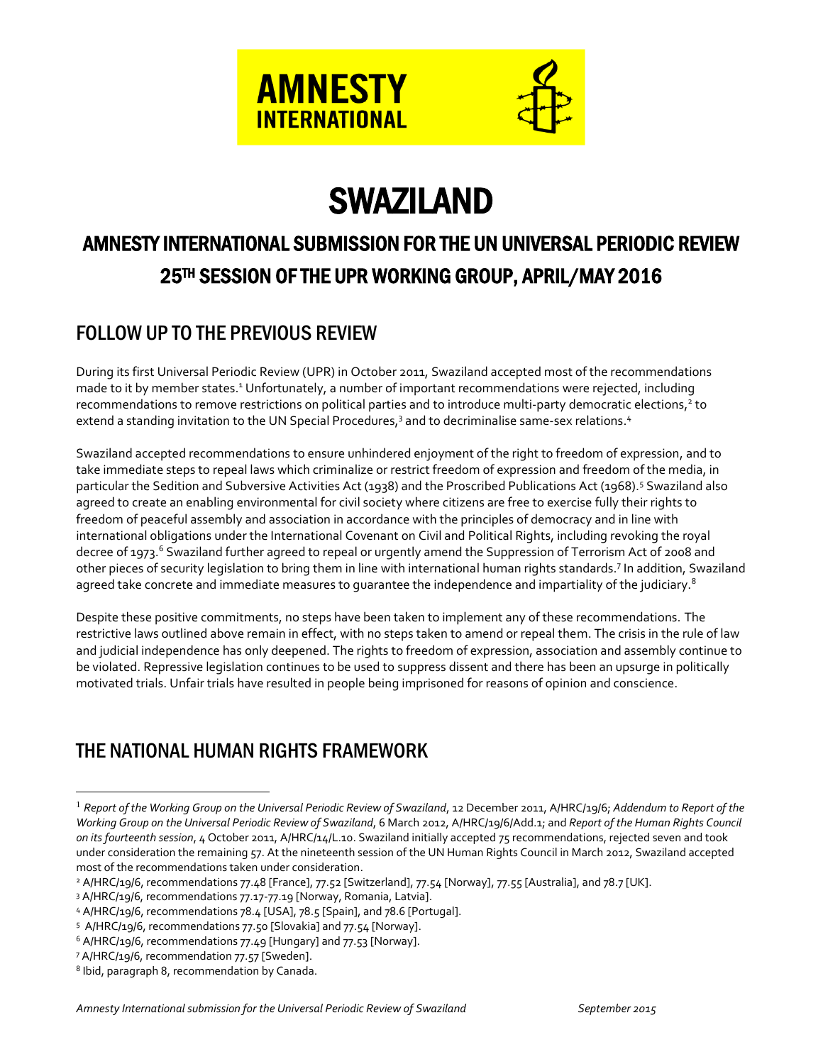AMNESTY INTERNATIONAL

# SWAZILAND

## AMNESTY INTERNATIONAL SUBMISSION FOR THE UN UNIVERSAL PERIODIC REVIEW 25TH SESSION OF THE UPR WORKING GROUP, APRIL/MAY 2016

## FOLLOW UP TO THE PREVIOUS REVIEW

During its first Universal Periodic Review (UPR) in October 2011, Swaziland accepted most of the recommendations made to it by member states.[1] Unfortunately, a number of important recommendations were rejected, including recommendations to remove restrictions on political parties and to introduce multi-party democratic elections,[2] to extend a standing invitation to the UN Special Procedures,[3] and to decriminalise same-sex relations.[4]

Swaziland accepted recommendations to ensure unhindered enjoyment of the right to freedom of expression, and to take immediate steps to repeal laws which criminalize or restrict freedom of expression and freedom of the media, in particular the Sedition and Subversive Activities Act (1938) and the Proscribed Publications Act (1968).[5] Swaziland also agreed to create an enabling environmental for civil society where citizens are free to exercise fully their rights to freedom of peaceful assembly and association in accordance with the principles of democracy and in line with international obligations under the International Covenant on Civil and Political Rights, including revoking the royal decree of 1973.[6] Swaziland further agreed to repeal or urgently amend the Suppression of Terrorism Act of 2008 and other pieces of security legislation to bring them in line with international human rights standards.[7] In addition, Swaziland agreed take concrete and immediate measures to guarantee the independence and impartiality of the judiciary.[8]

Despite these positive commitments, no steps have been taken to implement any of these recommendations. The restrictive laws outlined above remain in effect, with no steps taken to amend or repeal them. The crisis in the rule of law and judicial independence has only deepened. The rights to freedom of expression, association and assembly continue to be violated. Repressive legislation continues to be used to suppress dissent and there has been an upsurge in politically motivated trials. Unfair trials have resulted in people being imprisoned for reasons of opinion and conscience.

## THE NATIONAL HUMAN RIGHTS FRAMEWORK

---

[1] *Report of the Working Group on the Universal Periodic Review of Swaziland*, 12 December 2011, A/HRC/19/6; *Addendum to Report of the Working Group on the Universal Periodic Review of Swaziland*, 6 March 2012, A/HRC/19/6/Add.1; and *Report of the Human Rights Council on its fourteenth session*, 4 October 2011, A/HRC/14/L.10. Swaziland initially accepted 75 recommendations, rejected seven and took under consideration the remaining 57. At the nineteenth session of the UN Human Rights Council in March 2012, Swaziland accepted most of the recommendations taken under consideration.

[2] A/HRC/19/6, recommendations 77.48 [France], 77.52 [Switzerland], 77.54 [Norway], 77.55 [Australia], and 78.7 [UK].

[3] A/HRC/19/6, recommendations 77.17-77.19 [Norway, Romania, Latvia].

[4] A/HRC/19/6, recommendations 78.4 [USA], 78.5 [Spain], and 78.6 [Portugal].

[5] A/HRC/19/6, recommendations 77.50 [Slovakia] and 77.54 [Norway].

[6] A/HRC/19/6, recommendations 77.49 [Hungary] and 77.53 [Norway].

[7] A/HRC/19/6, recommendation 77.57 [Sweden].

[8] Ibid, paragraph 8, recommendation by Canada.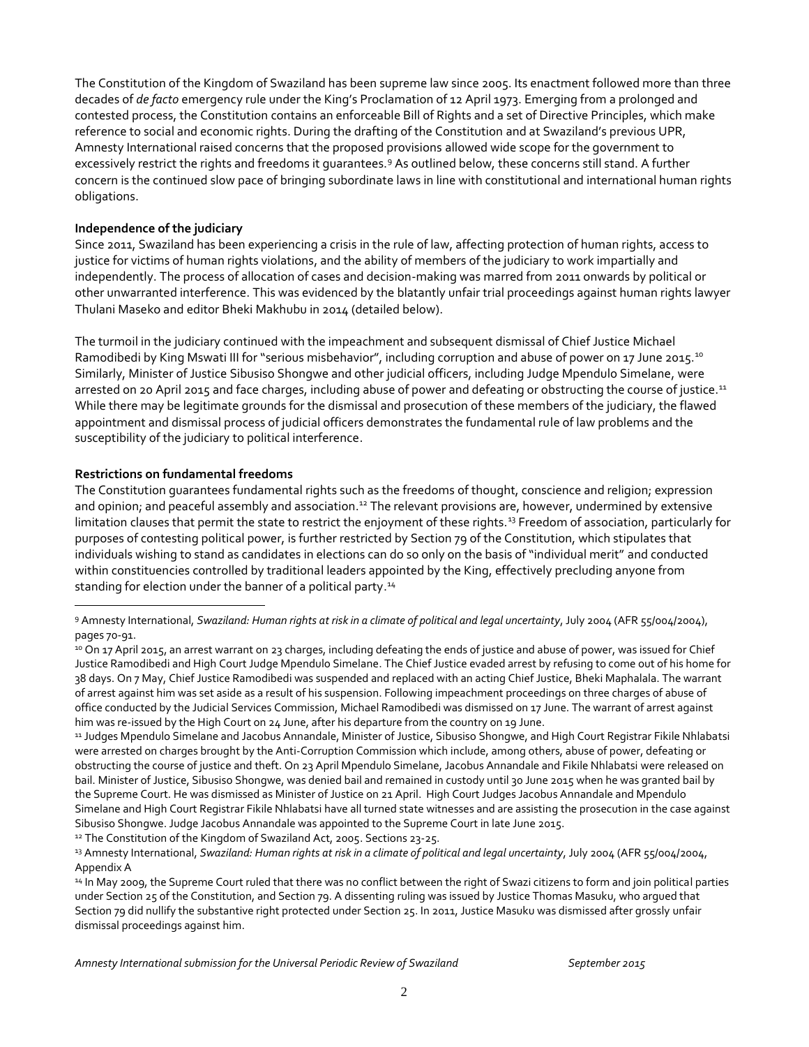The Constitution of the Kingdom of Swaziland has been supreme law since 2005. Its enactment followed more than three decades of *de facto* emergency rule under the King's Proclamation of 12 April 1973. Emerging from a prolonged and contested process, the Constitution contains an enforceable Bill of Rights and a set of Directive Principles, which make reference to social and economic rights. During the drafting of the Constitution and at Swaziland's previous UPR, Amnesty International raised concerns that the proposed provisions allowed wide scope for the government to excessively restrict the rights and freedoms it guarantees.[9] As outlined below, these concerns still stand. A further concern is the continued slow pace of bringing subordinate laws in line with constitutional and international human rights obligations.

**Independence of the judiciary**

Since 2011, Swaziland has been experiencing a crisis in the rule of law, affecting protection of human rights, access to justice for victims of human rights violations, and the ability of members of the judiciary to work impartially and independently. The process of allocation of cases and decision-making was marred from 2011 onwards by political or other unwarranted interference. This was evidenced by the blatantly unfair trial proceedings against human rights lawyer Thulani Maseko and editor Bheki Makhubu in 2014 (detailed below).

The turmoil in the judiciary continued with the impeachment and subsequent dismissal of Chief Justice Michael Ramodibedi by King Mswati III for "serious misbehavior", including corruption and abuse of power on 17 June 2015.[10] Similarly, Minister of Justice Sibusiso Shongwe and other judicial officers, including Judge Mpendulo Simelane, were arrested on 20 April 2015 and face charges, including abuse of power and defeating or obstructing the course of justice.[11] While there may be legitimate grounds for the dismissal and prosecution of these members of the judiciary, the flawed appointment and dismissal process of judicial officers demonstrates the fundamental rule of law problems and the susceptibility of the judiciary to political interference.

**Restrictions on fundamental freedoms**

The Constitution guarantees fundamental rights such as the freedoms of thought, conscience and religion; expression and opinion; and peaceful assembly and association.[12] The relevant provisions are, however, undermined by extensive limitation clauses that permit the state to restrict the enjoyment of these rights.[13] Freedom of association, particularly for purposes of contesting political power, is further restricted by Section 79 of the Constitution, which stipulates that individuals wishing to stand as candidates in elections can do so only on the basis of "individual merit" and conducted within constituencies controlled by traditional leaders appointed by the King, effectively precluding anyone from standing for election under the banner of a political party.[14]

---

[9] Amnesty International, *Swaziland: Human rights at risk in a climate of political and legal uncertainty*, July 2004 (AFR 55/004/2004), pages 70-91.

[10] On 17 April 2015, an arrest warrant on 23 charges, including defeating the ends of justice and abuse of power, was issued for Chief Justice Ramodibedi and High Court Judge Mpendulo Simelane. The Chief Justice evaded arrest by refusing to come out of his home for 38 days. On 7 May, Chief Justice Ramodibedi was suspended and replaced with an acting Chief Justice, Bheki Maphalala. The warrant of arrest against him was set aside as a result of his suspension. Following impeachment proceedings on three charges of abuse of office conducted by the Judicial Services Commission, Michael Ramodibedi was dismissed on 17 June. The warrant of arrest against him was re-issued by the High Court on 24 June, after his departure from the country on 19 June.

[11] Judges Mpendulo Simelane and Jacobus Annandale, Minister of Justice, Sibusiso Shongwe, and High Court Registrar Fikile Nhlabatsi were arrested on charges brought by the Anti-Corruption Commission which include, among others, abuse of power, defeating or obstructing the course of justice and theft. On 23 April Mpendulo Simelane, Jacobus Annandale and Fikile Nhlabatsi were released on bail. Minister of Justice, Sibusiso Shongwe, was denied bail and remained in custody until 30 June 2015 when he was granted bail by the Supreme Court. He was dismissed as Minister of Justice on 21 April. High Court Judges Jacobus Annandale and Mpendulo Simelane and High Court Registrar Fikile Nhlabatsi have all turned state witnesses and are assisting the prosecution in the case against Sibusiso Shongwe. Judge Jacobus Annandale was appointed to the Supreme Court in late June 2015.

[12] The Constitution of the Kingdom of Swaziland Act, 2005. Sections 23-25.

[13] Amnesty International, *Swaziland: Human rights at risk in a climate of political and legal uncertainty*, July 2004 (AFR 55/004/2004, Appendix A

[14] In May 2009, the Supreme Court ruled that there was no conflict between the right of Swazi citizens to form and join political parties under Section 25 of the Constitution, and Section 79. A dissenting ruling was issued by Justice Thomas Masuku, who argued that Section 79 did nullify the substantive right protected under Section 25. In 2011, Justice Masuku was dismissed after grossly unfair dismissal proceedings against him.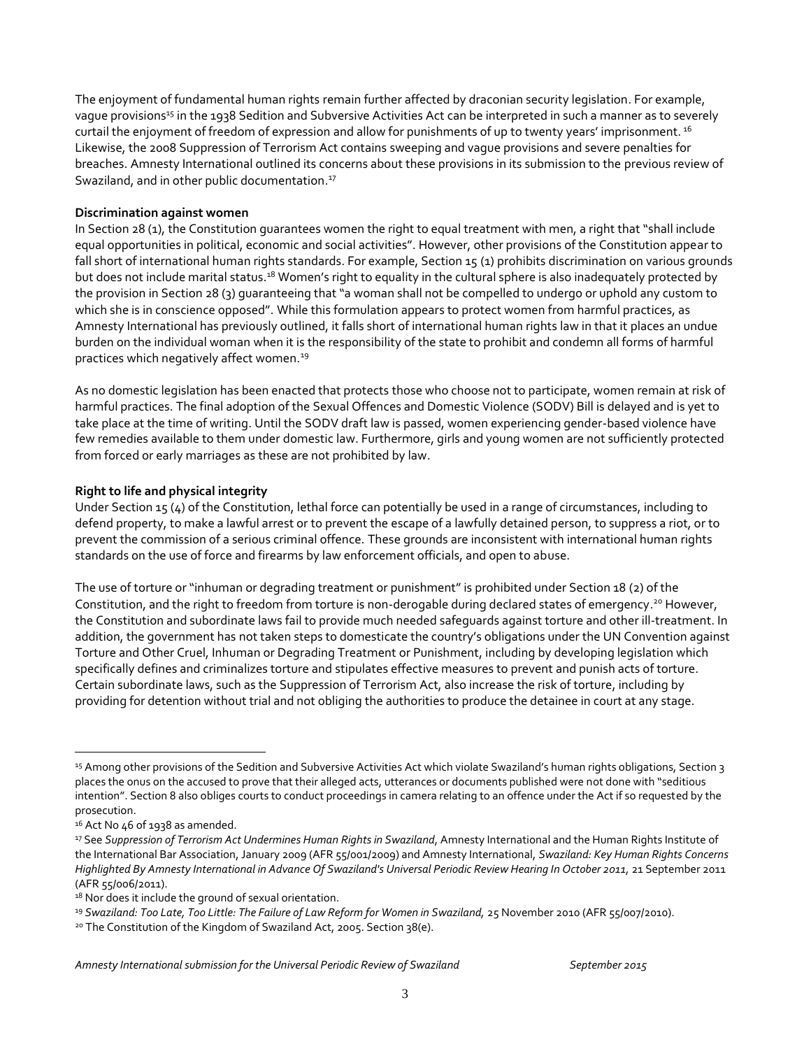The enjoyment of fundamental human rights remain further affected by draconian security legislation. For example, vague provisions[15] in the 1938 Sedition and Subversive Activities Act can be interpreted in such a manner as to severely curtail the enjoyment of freedom of expression and allow for punishments of up to twenty years' imprisonment.[16] Likewise, the 2008 Suppression of Terrorism Act contains sweeping and vague provisions and severe penalties for breaches. Amnesty International outlined its concerns about these provisions in its submission to the previous review of Swaziland, and in other public documentation.[17]

**Discrimination against women**

In Section 28 (1), the Constitution guarantees women the right to equal treatment with men, a right that "shall include equal opportunities in political, economic and social activities". However, other provisions of the Constitution appear to fall short of international human rights standards. For example, Section 15 (1) prohibits discrimination on various grounds but does not include marital status.[18] Women's right to equality in the cultural sphere is also inadequately protected by the provision in Section 28 (3) guaranteeing that "a woman shall not be compelled to undergo or uphold any custom to which she is in conscience opposed". While this formulation appears to protect women from harmful practices, as Amnesty International has previously outlined, it falls short of international human rights law in that it places an undue burden on the individual woman when it is the responsibility of the state to prohibit and condemn all forms of harmful practices which negatively affect women.[19]

As no domestic legislation has been enacted that protects those who choose not to participate, women remain at risk of harmful practices. The final adoption of the Sexual Offences and Domestic Violence (SODV) Bill is delayed and is yet to take place at the time of writing. Until the SODV draft law is passed, women experiencing gender-based violence have few remedies available to them under domestic law. Furthermore, girls and young women are not sufficiently protected from forced or early marriages as these are not prohibited by law.

**Right to life and physical integrity**

Under Section 15 (4) of the Constitution, lethal force can potentially be used in a range of circumstances, including to defend property, to make a lawful arrest or to prevent the escape of a lawfully detained person, to suppress a riot, or to prevent the commission of a serious criminal offence. These grounds are inconsistent with international human rights standards on the use of force and firearms by law enforcement officials, and open to abuse.

The use of torture or "inhuman or degrading treatment or punishment" is prohibited under Section 18 (2) of the Constitution, and the right to freedom from torture is non-derogable during declared states of emergency.[20] However, the Constitution and subordinate laws fail to provide much needed safeguards against torture and other ill-treatment. In addition, the government has not taken steps to domesticate the country's obligations under the UN Convention against Torture and Other Cruel, Inhuman or Degrading Treatment or Punishment, including by developing legislation which specifically defines and criminalizes torture and stipulates effective measures to prevent and punish acts of torture. Certain subordinate laws, such as the Suppression of Terrorism Act, also increase the risk of torture, including by providing for detention without trial and not obliging the authorities to produce the detainee in court at any stage.

---

[15] Among other provisions of the Sedition and Subversive Activities Act which violate Swaziland's human rights obligations, Section 3 places the onus on the accused to prove that their alleged acts, utterances or documents published were not done with "seditious intention". Section 8 also obliges courts to conduct proceedings in camera relating to an offence under the Act if so requested by the prosecution.

[16] Act No 46 of 1938 as amended.

[17] See *Suppression of Terrorism Act Undermines Human Rights in Swaziland*, Amnesty International and the Human Rights Institute of the International Bar Association, January 2009 (AFR 55/001/2009) and Amnesty International, *Swaziland: Key Human Rights Concerns Highlighted By Amnesty International in Advance Of Swaziland's Universal Periodic Review Hearing In October 2011,* 21 September 2011 (AFR 55/006/2011).

[18] Nor does it include the ground of sexual orientation.

[19] *Swaziland: Too Late, Too Little: The Failure of Law Reform for Women in Swaziland,* 25 November 2010 (AFR 55/007/2010).

[20] The Constitution of the Kingdom of Swaziland Act, 2005. Section 38(e).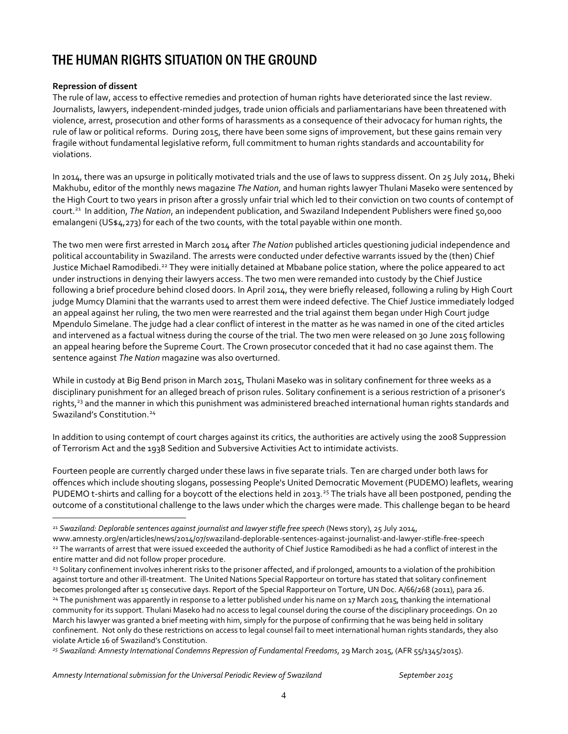# THE HUMAN RIGHTS SITUATION ON THE GROUND

**Repression of dissent**

The rule of law, access to effective remedies and protection of human rights have deteriorated since the last review. Journalists, lawyers, independent-minded judges, trade union officials and parliamentarians have been threatened with violence, arrest, prosecution and other forms of harassments as a consequence of their advocacy for human rights, the rule of law or political reforms. During 2015, there have been some signs of improvement, but these gains remain very fragile without fundamental legislative reform, full commitment to human rights standards and accountability for violations.

In 2014, there was an upsurge in politically motivated trials and the use of laws to suppress dissent. On 25 July 2014, Bheki Makhubu, editor of the monthly news magazine *The Nation*, and human rights lawyer Thulani Maseko were sentenced by the High Court to two years in prison after a grossly unfair trial which led to their conviction on two counts of contempt of court.[21] In addition, *The Nation*, an independent publication, and Swaziland Independent Publishers were fined 50,000 emalangeni (US$4,273) for each of the two counts, with the total payable within one month.

The two men were first arrested in March 2014 after *The Nation* published articles questioning judicial independence and political accountability in Swaziland. The arrests were conducted under defective warrants issued by the (then) Chief Justice Michael Ramodibedi.[22] They were initially detained at Mbabane police station, where the police appeared to act under instructions in denying their lawyers access. The two men were remanded into custody by the Chief Justice following a brief procedure behind closed doors. In April 2014, they were briefly released, following a ruling by High Court judge Mumcy Dlamini that the warrants used to arrest them were indeed defective. The Chief Justice immediately lodged an appeal against her ruling, the two men were rearrested and the trial against them began under High Court judge Mpendulo Simelane. The judge had a clear conflict of interest in the matter as he was named in one of the cited articles and intervened as a factual witness during the course of the trial. The two men were released on 30 June 2015 following an appeal hearing before the Supreme Court. The Crown prosecutor conceded that it had no case against them. The sentence against *The Nation* magazine was also overturned.

While in custody at Big Bend prison in March 2015, Thulani Maseko was in solitary confinement for three weeks as a disciplinary punishment for an alleged breach of prison rules. Solitary confinement is a serious restriction of a prisoner's rights,[23] and the manner in which this punishment was administered breached international human rights standards and Swaziland's Constitution.[24]

In addition to using contempt of court charges against its critics, the authorities are actively using the 2008 Suppression of Terrorism Act and the 1938 Sedition and Subversive Activities Act to intimidate activists.

Fourteen people are currently charged under these laws in five separate trials. Ten are charged under both laws for offences which include shouting slogans, possessing People's United Democratic Movement (PUDEMO) leaflets, wearing PUDEMO t-shirts and calling for a boycott of the elections held in 2013.[25] The trials have all been postponed, pending the outcome of a constitutional challenge to the laws under which the charges were made. This challenge began to be heard

---

[21] *Swaziland: Deplorable sentences against journalist and lawyer stifle free speech* (News story), 25 July 2014, www.amnesty.org/en/articles/news/2014/07/swaziland-deplorable-sentences-against-journalist-and-lawyer-stifle-free-speech

[22] The warrants of arrest that were issued exceeded the authority of Chief Justice Ramodibedi as he had a conflict of interest in the entire matter and did not follow proper procedure.

[23] Solitary confinement involves inherent risks to the prisoner affected, and if prolonged, amounts to a violation of the prohibition against torture and other ill-treatment. The United Nations Special Rapporteur on torture has stated that solitary confinement becomes prolonged after 15 consecutive days. Report of the Special Rapporteur on Torture, UN Doc. A/66/268 (2011), para 26.

[24] The punishment was apparently in response to a letter published under his name on 17 March 2015, thanking the international community for its support. Thulani Maseko had no access to legal counsel during the course of the disciplinary proceedings. On 20 March his lawyer was granted a brief meeting with him, simply for the purpose of confirming that he was being held in solitary confinement. Not only do these restrictions on access to legal counsel fail to meet international human rights standards, they also violate Article 16 of Swaziland's Constitution.

[25] *Swaziland: Amnesty International Condemns Repression of Fundamental Freedoms*, 29 March 2015, (AFR 55/1345/2015).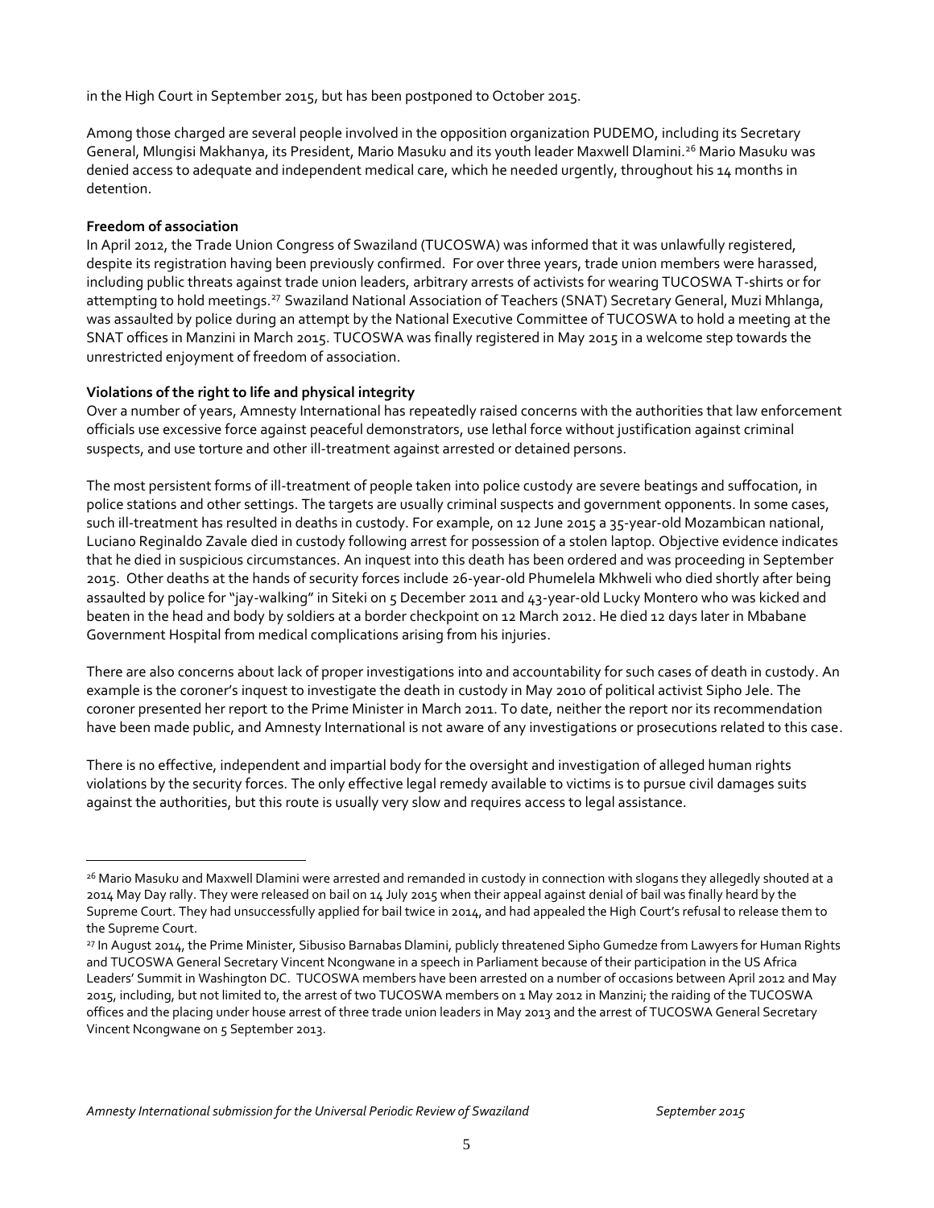in the High Court in September 2015, but has been postponed to October 2015.

Among those charged are several people involved in the opposition organization PUDEMO, including its Secretary General, Mlungisi Makhanya, its President, Mario Masuku and its youth leader Maxwell Dlamini.[26] Mario Masuku was denied access to adequate and independent medical care, which he needed urgently, throughout his 14 months in detention.

**Freedom of association**

In April 2012, the Trade Union Congress of Swaziland (TUCOSWA) was informed that it was unlawfully registered, despite its registration having been previously confirmed. For over three years, trade union members were harassed, including public threats against trade union leaders, arbitrary arrests of activists for wearing TUCOSWA T-shirts or for attempting to hold meetings.[27] Swaziland National Association of Teachers (SNAT) Secretary General, Muzi Mhlanga, was assaulted by police during an attempt by the National Executive Committee of TUCOSWA to hold a meeting at the SNAT offices in Manzini in March 2015. TUCOSWA was finally registered in May 2015 in a welcome step towards the unrestricted enjoyment of freedom of association.

**Violations of the right to life and physical integrity**

Over a number of years, Amnesty International has repeatedly raised concerns with the authorities that law enforcement officials use excessive force against peaceful demonstrators, use lethal force without justification against criminal suspects, and use torture and other ill-treatment against arrested or detained persons.

The most persistent forms of ill-treatment of people taken into police custody are severe beatings and suffocation, in police stations and other settings. The targets are usually criminal suspects and government opponents. In some cases, such ill-treatment has resulted in deaths in custody. For example, on 12 June 2015 a 35-year-old Mozambican national, Luciano Reginaldo Zavale died in custody following arrest for possession of a stolen laptop. Objective evidence indicates that he died in suspicious circumstances. An inquest into this death has been ordered and was proceeding in September 2015. Other deaths at the hands of security forces include 26-year-old Phumelela Mkhweli who died shortly after being assaulted by police for "jay-walking" in Siteki on 5 December 2011 and 43-year-old Lucky Montero who was kicked and beaten in the head and body by soldiers at a border checkpoint on 12 March 2012. He died 12 days later in Mbabane Government Hospital from medical complications arising from his injuries.

There are also concerns about lack of proper investigations into and accountability for such cases of death in custody. An example is the coroner's inquest to investigate the death in custody in May 2010 of political activist Sipho Jele. The coroner presented her report to the Prime Minister in March 2011. To date, neither the report nor its recommendation have been made public, and Amnesty International is not aware of any investigations or prosecutions related to this case.

There is no effective, independent and impartial body for the oversight and investigation of alleged human rights violations by the security forces. The only effective legal remedy available to victims is to pursue civil damages suits against the authorities, but this route is usually very slow and requires access to legal assistance.

---

[26] Mario Masuku and Maxwell Dlamini were arrested and remanded in custody in connection with slogans they allegedly shouted at a 2014 May Day rally. They were released on bail on 14 July 2015 when their appeal against denial of bail was finally heard by the Supreme Court. They had unsuccessfully applied for bail twice in 2014, and had appealed the High Court's refusal to release them to the Supreme Court.

[27] In August 2014, the Prime Minister, Sibusiso Barnabas Dlamini, publicly threatened Sipho Gumedze from Lawyers for Human Rights and TUCOSWA General Secretary Vincent Ncongwane in a speech in Parliament because of their participation in the US Africa Leaders' Summit in Washington DC. TUCOSWA members have been arrested on a number of occasions between April 2012 and May 2015, including, but not limited to, the arrest of two TUCOSWA members on 1 May 2012 in Manzini; the raiding of the TUCOSWA offices and the placing under house arrest of three trade union leaders in May 2013 and the arrest of TUCOSWA General Secretary Vincent Ncongwane on 5 September 2013.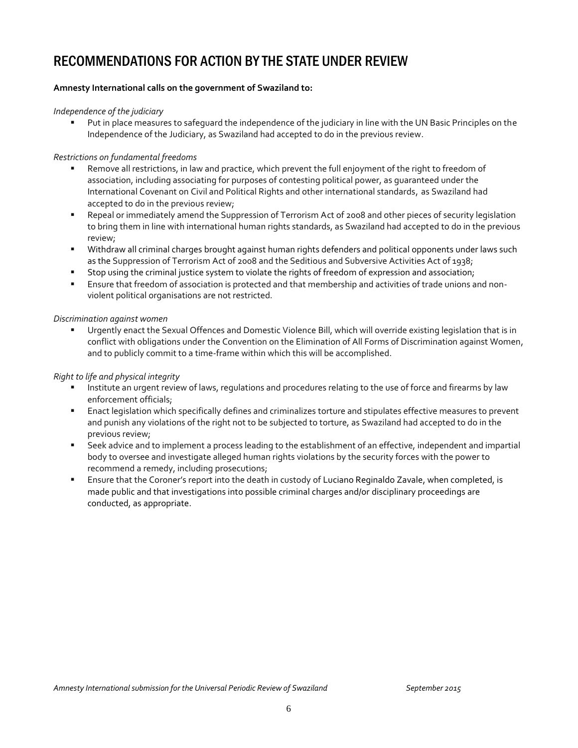# RECOMMENDATIONS FOR ACTION BY THE STATE UNDER REVIEW

**Amnesty International calls on the government of Swaziland to:**

*Independence of the judiciary*

- Put in place measures to safeguard the independence of the judiciary in line with the UN Basic Principles on the Independence of the Judiciary, as Swaziland had accepted to do in the previous review.

*Restrictions on fundamental freedoms*

- Remove all restrictions, in law and practice, which prevent the full enjoyment of the right to freedom of association, including associating for purposes of contesting political power, as guaranteed under the International Covenant on Civil and Political Rights and other international standards, as Swaziland had accepted to do in the previous review;
- Repeal or immediately amend the Suppression of Terrorism Act of 2008 and other pieces of security legislation to bring them in line with international human rights standards, as Swaziland had accepted to do in the previous review;
- Withdraw all criminal charges brought against human rights defenders and political opponents under laws such as the Suppression of Terrorism Act of 2008 and the Seditious and Subversive Activities Act of 1938;
- Stop using the criminal justice system to violate the rights of freedom of expression and association;
- Ensure that freedom of association is protected and that membership and activities of trade unions and non-violent political organisations are not restricted.

*Discrimination against women*

- Urgently enact the Sexual Offences and Domestic Violence Bill, which will override existing legislation that is in conflict with obligations under the Convention on the Elimination of All Forms of Discrimination against Women, and to publicly commit to a time-frame within which this will be accomplished.

*Right to life and physical integrity*

- Institute an urgent review of laws, regulations and procedures relating to the use of force and firearms by law enforcement officials;
- Enact legislation which specifically defines and criminalizes torture and stipulates effective measures to prevent and punish any violations of the right not to be subjected to torture, as Swaziland had accepted to do in the previous review;
- Seek advice and to implement a process leading to the establishment of an effective, independent and impartial body to oversee and investigate alleged human rights violations by the security forces with the power to recommend a remedy, including prosecutions;
- Ensure that the Coroner's report into the death in custody of Luciano Reginaldo Zavale, when completed, is made public and that investigations into possible criminal charges and/or disciplinary proceedings are conducted, as appropriate.